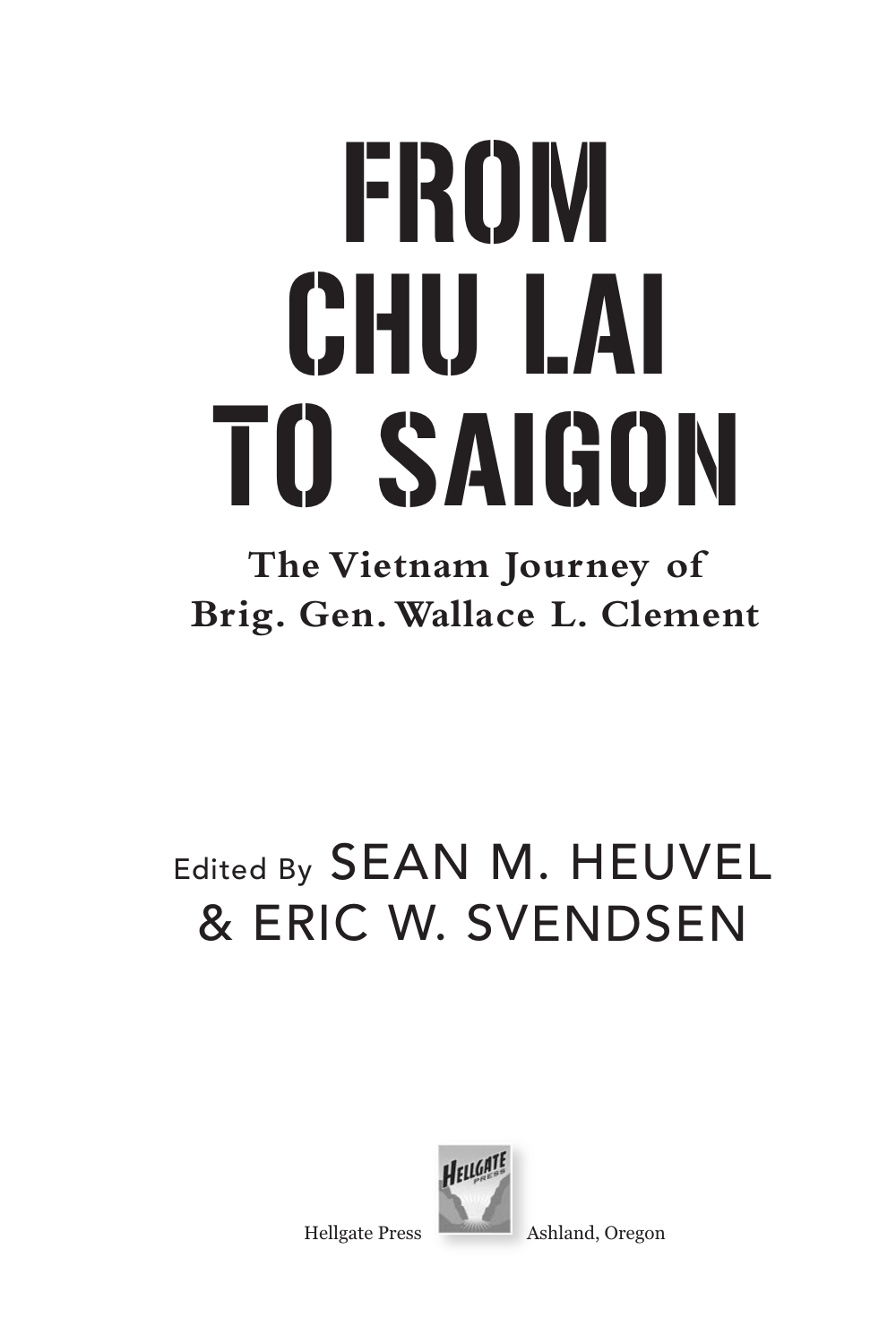# FROM CHU LAI TO SAIGON

**The Vietnam Journey of Brig. Gen. Wallace L. Clement**

Edited By SEAN M. HEUVEL & ERIC W. SVENDSEN

Hellgate Press Ashland, Oregon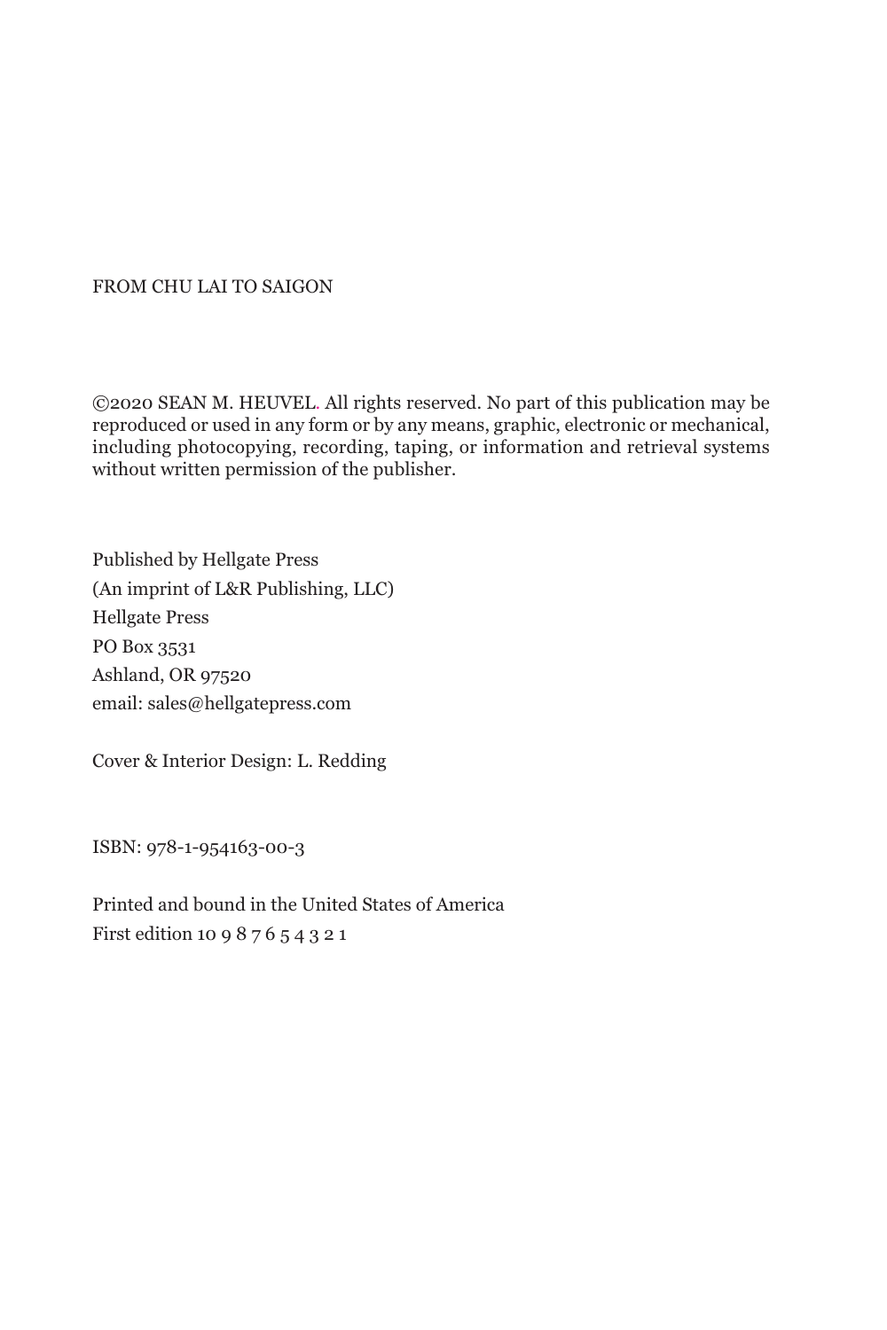FROM CHU LAI TO SAIGON

©2020 SEAN M. HEUVEL. All rights reserved. No part of this publication may be reproduced or used in any form or by any means, graphic, electronic or mechanical, including photocopying, recording, taping, or information and retrieval systems without written permission of the publisher.

Published by Hellgate Press
(An imprint of L&R Publishing, LLC)
Hellgate Press
PO Box 3531
Ashland, OR 97520
email: sales@hellgatepress.com

Cover & Interior Design: L. Redding

ISBN: 978-1-954163-00-3

Printed and bound in the United States of America
First edition 10 9 8 7 6 5 4 3 2 1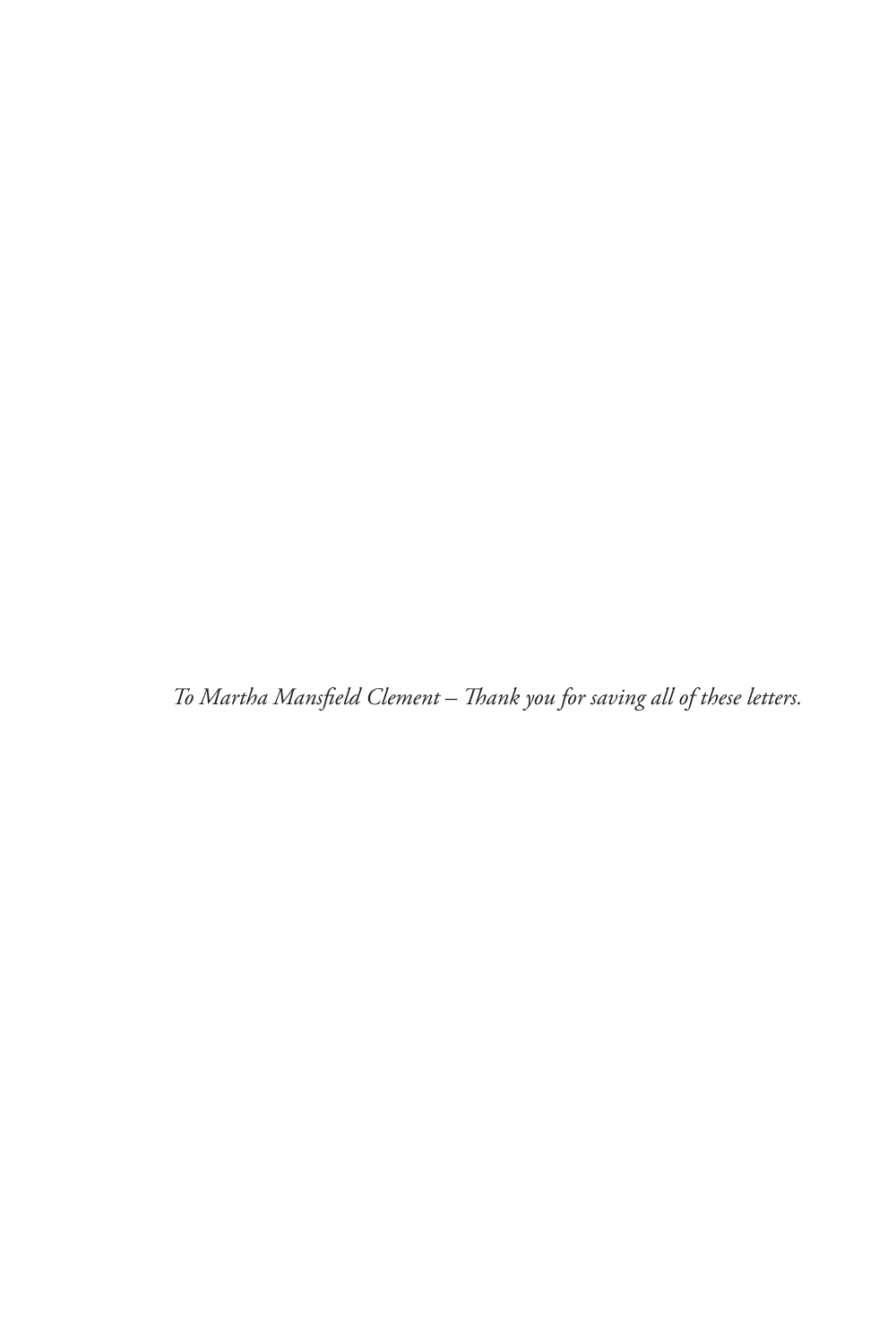*To Martha Mansfield Clement – Thank you for saving all of these letters.*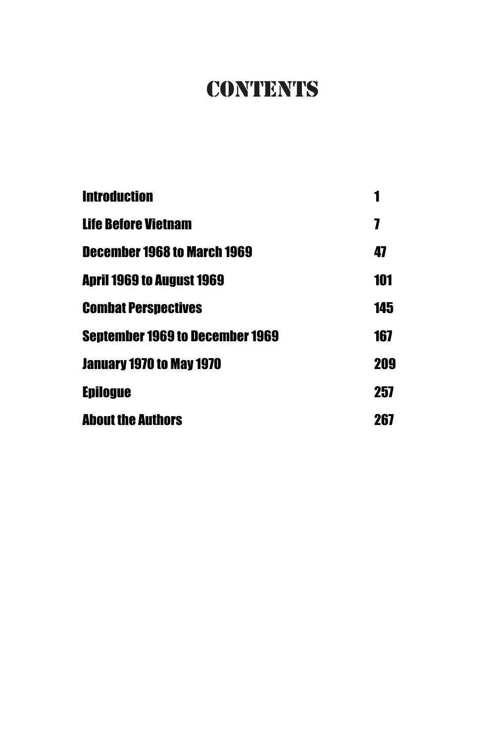# CONTENTS

| | |
|---|---|
| **Introduction** | **1** |
| **Life Before Vietnam** | **7** |
| **December 1968 to March 1969** | **47** |
| **April 1969 to August 1969** | **101** |
| **Combat Perspectives** | **145** |
| **September 1969 to December 1969** | **167** |
| **January 1970 to May 1970** | **209** |
| **Epilogue** | **257** |
| **About the Authors** | **267** |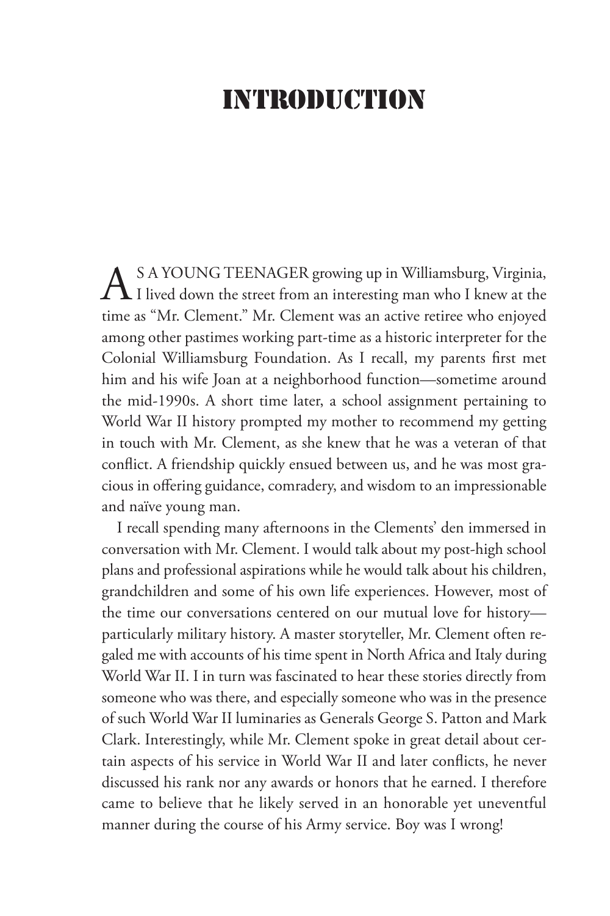# INTRODUCTION

AS A YOUNG TEENAGER growing up in Williamsburg, Virginia, I lived down the street from an interesting man who I knew at the time as "Mr. Clement." Mr. Clement was an active retiree who enjoyed among other pastimes working part-time as a historic interpreter for the Colonial Williamsburg Foundation. As I recall, my parents first met him and his wife Joan at a neighborhood function—sometime around the mid-1990s. A short time later, a school assignment pertaining to World War II history prompted my mother to recommend my getting in touch with Mr. Clement, as she knew that he was a veteran of that conflict. A friendship quickly ensued between us, and he was most gracious in offering guidance, comradery, and wisdom to an impressionable and naïve young man.

I recall spending many afternoons in the Clements' den immersed in conversation with Mr. Clement. I would talk about my post-high school plans and professional aspirations while he would talk about his children, grandchildren and some of his own life experiences. However, most of the time our conversations centered on our mutual love for history—particularly military history. A master storyteller, Mr. Clement often regaled me with accounts of his time spent in North Africa and Italy during World War II. I in turn was fascinated to hear these stories directly from someone who was there, and especially someone who was in the presence of such World War II luminaries as Generals George S. Patton and Mark Clark. Interestingly, while Mr. Clement spoke in great detail about certain aspects of his service in World War II and later conflicts, he never discussed his rank nor any awards or honors that he earned. I therefore came to believe that he likely served in an honorable yet uneventful manner during the course of his Army service. Boy was I wrong!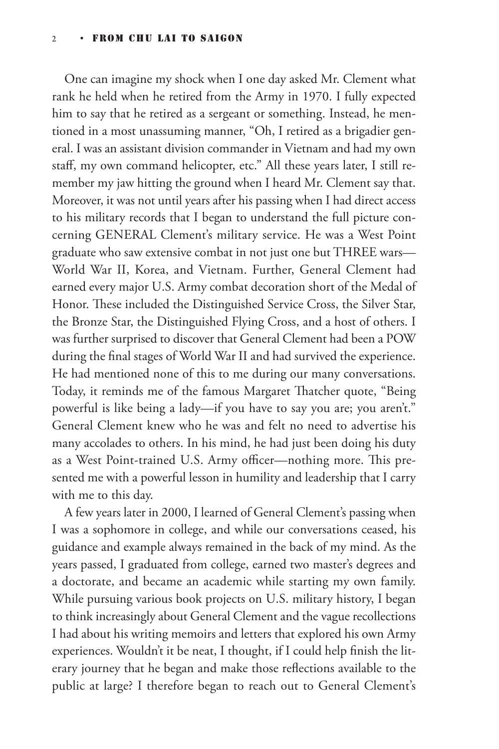One can imagine my shock when I one day asked Mr. Clement what rank he held when he retired from the Army in 1970. I fully expected him to say that he retired as a sergeant or something. Instead, he mentioned in a most unassuming manner, "Oh, I retired as a brigadier general. I was an assistant division commander in Vietnam and had my own staff, my own command helicopter, etc." All these years later, I still remember my jaw hitting the ground when I heard Mr. Clement say that. Moreover, it was not until years after his passing when I had direct access to his military records that I began to understand the full picture concerning GENERAL Clement's military service. He was a West Point graduate who saw extensive combat in not just one but THREE wars—World War II, Korea, and Vietnam. Further, General Clement had earned every major U.S. Army combat decoration short of the Medal of Honor. These included the Distinguished Service Cross, the Silver Star, the Bronze Star, the Distinguished Flying Cross, and a host of others. I was further surprised to discover that General Clement had been a POW during the final stages of World War II and had survived the experience. He had mentioned none of this to me during our many conversations. Today, it reminds me of the famous Margaret Thatcher quote, "Being powerful is like being a lady—if you have to say you are; you aren't." General Clement knew who he was and felt no need to advertise his many accolades to others. In his mind, he had just been doing his duty as a West Point-trained U.S. Army officer—nothing more. This presented me with a powerful lesson in humility and leadership that I carry with me to this day.

A few years later in 2000, I learned of General Clement's passing when I was a sophomore in college, and while our conversations ceased, his guidance and example always remained in the back of my mind. As the years passed, I graduated from college, earned two master's degrees and a doctorate, and became an academic while starting my own family. While pursuing various book projects on U.S. military history, I began to think increasingly about General Clement and the vague recollections I had about his writing memoirs and letters that explored his own Army experiences. Wouldn't it be neat, I thought, if I could help finish the literary journey that he began and make those reflections available to the public at large? I therefore began to reach out to General Clement's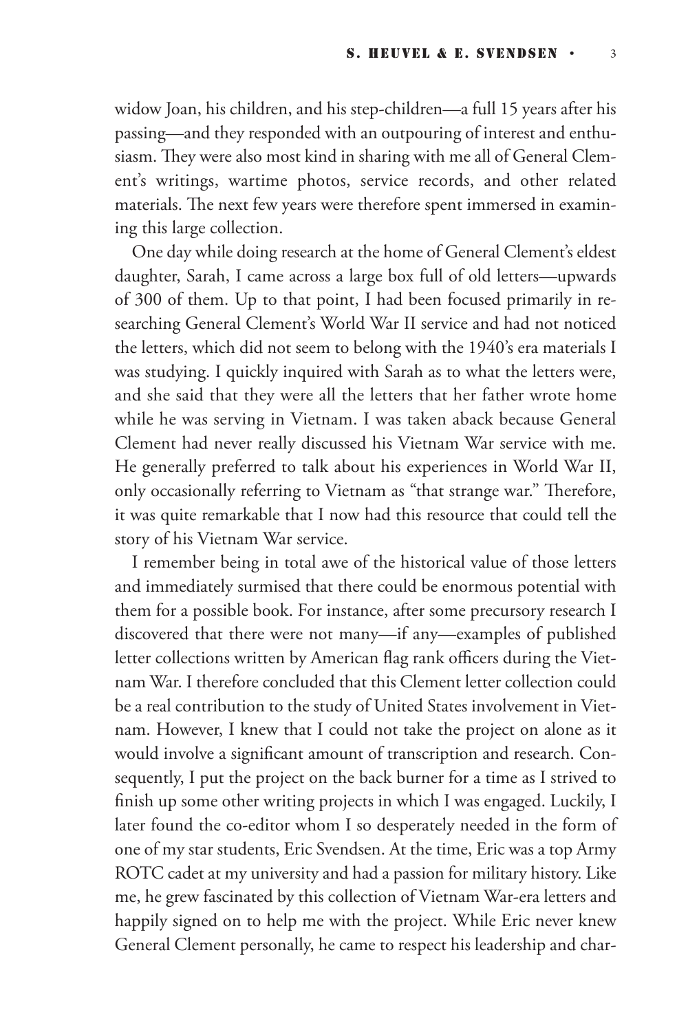widow Joan, his children, and his step-children—a full 15 years after his passing—and they responded with an outpouring of interest and enthusiasm. They were also most kind in sharing with me all of General Clement's writings, wartime photos, service records, and other related materials. The next few years were therefore spent immersed in examining this large collection.

One day while doing research at the home of General Clement's eldest daughter, Sarah, I came across a large box full of old letters—upwards of 300 of them. Up to that point, I had been focused primarily in researching General Clement's World War II service and had not noticed the letters, which did not seem to belong with the 1940's era materials I was studying. I quickly inquired with Sarah as to what the letters were, and she said that they were all the letters that her father wrote home while he was serving in Vietnam. I was taken aback because General Clement had never really discussed his Vietnam War service with me. He generally preferred to talk about his experiences in World War II, only occasionally referring to Vietnam as "that strange war." Therefore, it was quite remarkable that I now had this resource that could tell the story of his Vietnam War service.

I remember being in total awe of the historical value of those letters and immediately surmised that there could be enormous potential with them for a possible book. For instance, after some precursory research I discovered that there were not many—if any—examples of published letter collections written by American flag rank officers during the Vietnam War. I therefore concluded that this Clement letter collection could be a real contribution to the study of United States involvement in Vietnam. However, I knew that I could not take the project on alone as it would involve a significant amount of transcription and research. Consequently, I put the project on the back burner for a time as I strived to finish up some other writing projects in which I was engaged. Luckily, I later found the co-editor whom I so desperately needed in the form of one of my star students, Eric Svendsen. At the time, Eric was a top Army ROTC cadet at my university and had a passion for military history. Like me, he grew fascinated by this collection of Vietnam War-era letters and happily signed on to help me with the project. While Eric never knew General Clement personally, he came to respect his leadership and char-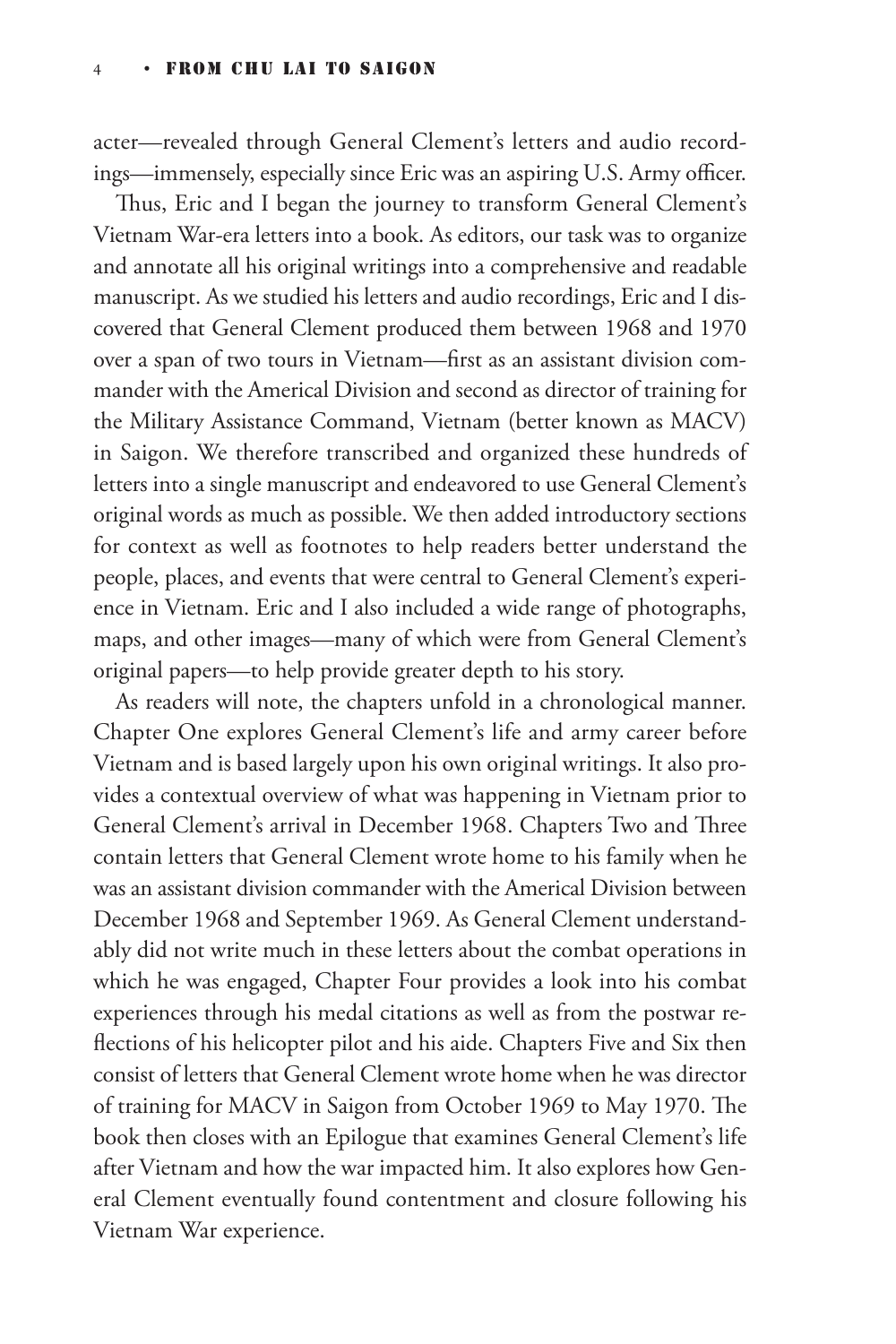acter—revealed through General Clement's letters and audio recordings—immensely, especially since Eric was an aspiring U.S. Army officer.

Thus, Eric and I began the journey to transform General Clement's Vietnam War-era letters into a book. As editors, our task was to organize and annotate all his original writings into a comprehensive and readable manuscript. As we studied his letters and audio recordings, Eric and I discovered that General Clement produced them between 1968 and 1970 over a span of two tours in Vietnam—first as an assistant division commander with the Americal Division and second as director of training for the Military Assistance Command, Vietnam (better known as MACV) in Saigon. We therefore transcribed and organized these hundreds of letters into a single manuscript and endeavored to use General Clement's original words as much as possible. We then added introductory sections for context as well as footnotes to help readers better understand the people, places, and events that were central to General Clement's experience in Vietnam. Eric and I also included a wide range of photographs, maps, and other images—many of which were from General Clement's original papers—to help provide greater depth to his story.

As readers will note, the chapters unfold in a chronological manner. Chapter One explores General Clement's life and army career before Vietnam and is based largely upon his own original writings. It also provides a contextual overview of what was happening in Vietnam prior to General Clement's arrival in December 1968. Chapters Two and Three contain letters that General Clement wrote home to his family when he was an assistant division commander with the Americal Division between December 1968 and September 1969. As General Clement understandably did not write much in these letters about the combat operations in which he was engaged, Chapter Four provides a look into his combat experiences through his medal citations as well as from the postwar reflections of his helicopter pilot and his aide. Chapters Five and Six then consist of letters that General Clement wrote home when he was director of training for MACV in Saigon from October 1969 to May 1970. The book then closes with an Epilogue that examines General Clement's life after Vietnam and how the war impacted him. It also explores how General Clement eventually found contentment and closure following his Vietnam War experience.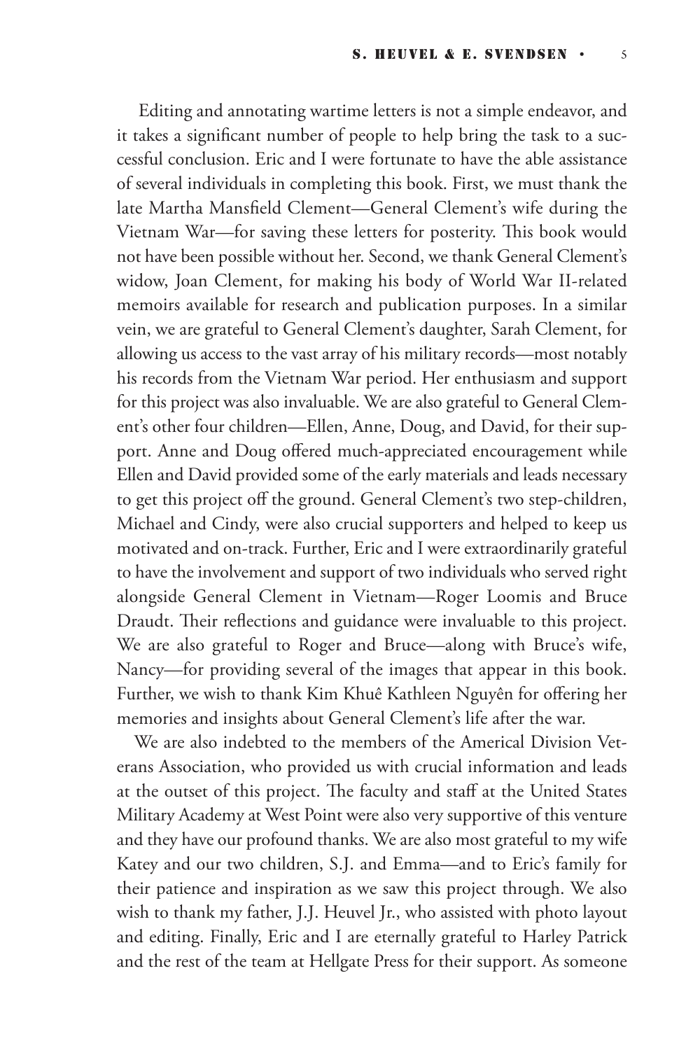Editing and annotating wartime letters is not a simple endeavor, and it takes a significant number of people to help bring the task to a successful conclusion. Eric and I were fortunate to have the able assistance of several individuals in completing this book. First, we must thank the late Martha Mansfield Clement—General Clement's wife during the Vietnam War—for saving these letters for posterity. This book would not have been possible without her. Second, we thank General Clement's widow, Joan Clement, for making his body of World War II-related memoirs available for research and publication purposes. In a similar vein, we are grateful to General Clement's daughter, Sarah Clement, for allowing us access to the vast array of his military records—most notably his records from the Vietnam War period. Her enthusiasm and support for this project was also invaluable. We are also grateful to General Clement's other four children—Ellen, Anne, Doug, and David, for their support. Anne and Doug offered much-appreciated encouragement while Ellen and David provided some of the early materials and leads necessary to get this project off the ground. General Clement's two step-children, Michael and Cindy, were also crucial supporters and helped to keep us motivated and on-track. Further, Eric and I were extraordinarily grateful to have the involvement and support of two individuals who served right alongside General Clement in Vietnam—Roger Loomis and Bruce Draudt. Their reflections and guidance were invaluable to this project. We are also grateful to Roger and Bruce—along with Bruce's wife, Nancy—for providing several of the images that appear in this book. Further, we wish to thank Kim Khuê Kathleen Nguyên for offering her memories and insights about General Clement's life after the war.

We are also indebted to the members of the Americal Division Veterans Association, who provided us with crucial information and leads at the outset of this project. The faculty and staff at the United States Military Academy at West Point were also very supportive of this venture and they have our profound thanks. We are also most grateful to my wife Katey and our two children, S.J. and Emma—and to Eric's family for their patience and inspiration as we saw this project through. We also wish to thank my father, J.J. Heuvel Jr., who assisted with photo layout and editing. Finally, Eric and I are eternally grateful to Harley Patrick and the rest of the team at Hellgate Press for their support. As someone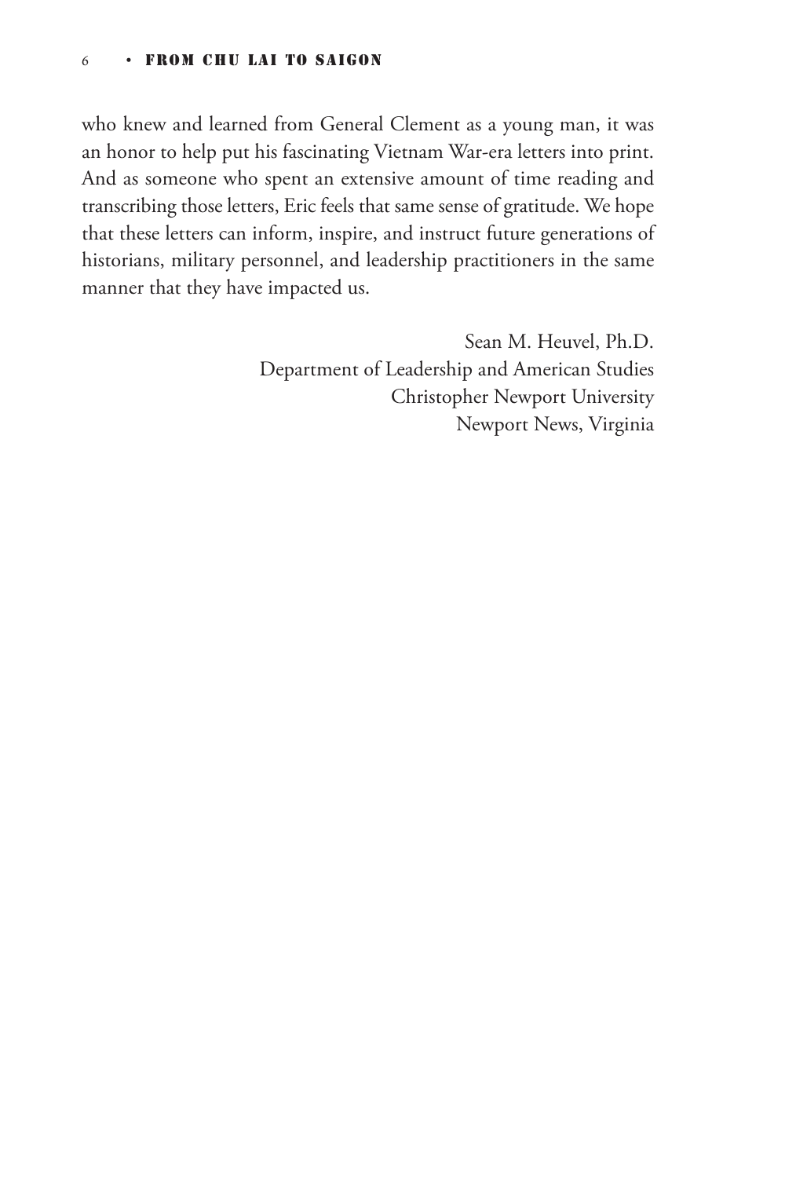who knew and learned from General Clement as a young man, it was an honor to help put his fascinating Vietnam War-era letters into print. And as someone who spent an extensive amount of time reading and transcribing those letters, Eric feels that same sense of gratitude. We hope that these letters can inform, inspire, and instruct future generations of historians, military personnel, and leadership practitioners in the same manner that they have impacted us.

Sean M. Heuvel, Ph.D.
Department of Leadership and American Studies
Christopher Newport University
Newport News, Virginia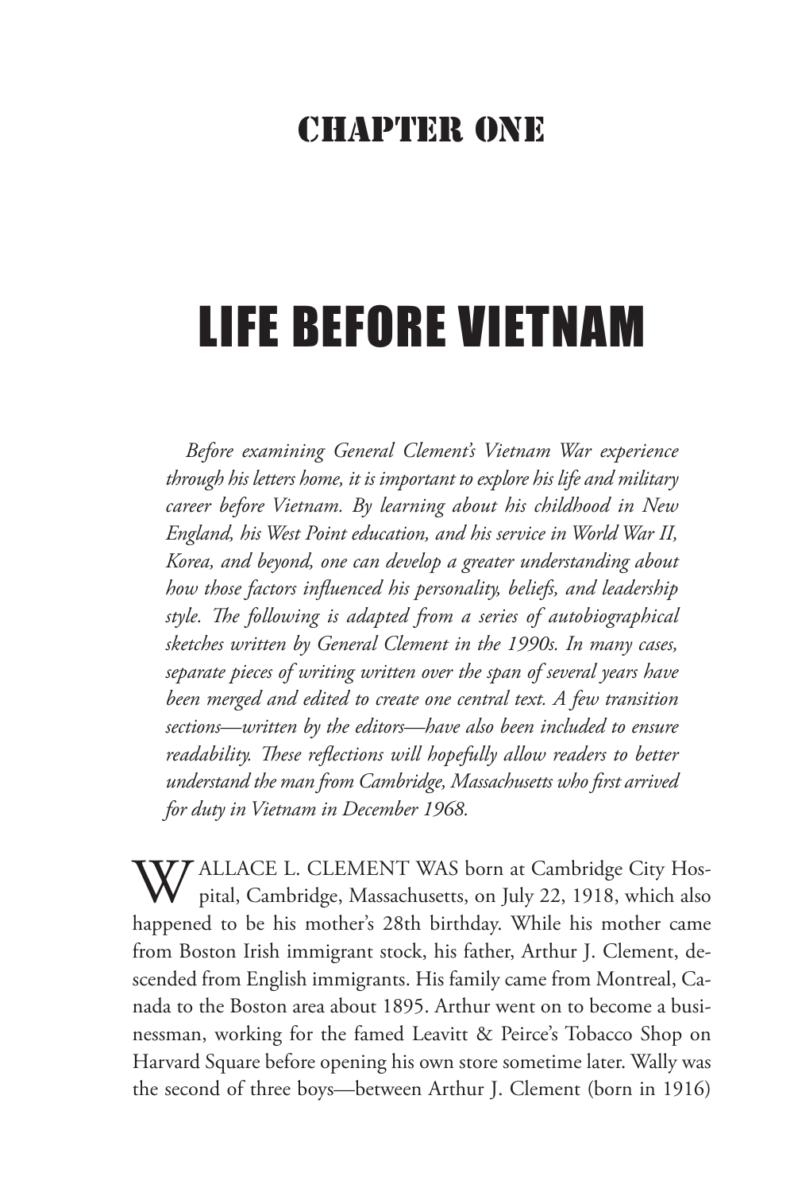## Chapter One

# LIFE BEFORE VIETNAM

*Before examining General Clement's Vietnam War experience through his letters home, it is important to explore his life and military career before Vietnam. By learning about his childhood in New England, his West Point education, and his service in World War II, Korea, and beyond, one can develop a greater understanding about how those factors influenced his personality, beliefs, and leadership style. The following is adapted from a series of autobiographical sketches written by General Clement in the 1990s. In many cases, separate pieces of writing written over the span of several years have been merged and edited to create one central text. A few transition sections—written by the editors—have also been included to ensure readability. These reflections will hopefully allow readers to better understand the man from Cambridge, Massachusetts who first arrived for duty in Vietnam in December 1968.*

WALLACE L. CLEMENT WAS born at Cambridge City Hospital, Cambridge, Massachusetts, on July 22, 1918, which also happened to be his mother's 28th birthday. While his mother came from Boston Irish immigrant stock, his father, Arthur J. Clement, descended from English immigrants. His family came from Montreal, Canada to the Boston area about 1895. Arthur went on to become a businessman, working for the famed Leavitt & Peirce's Tobacco Shop on Harvard Square before opening his own store sometime later. Wally was the second of three boys—between Arthur J. Clement (born in 1916)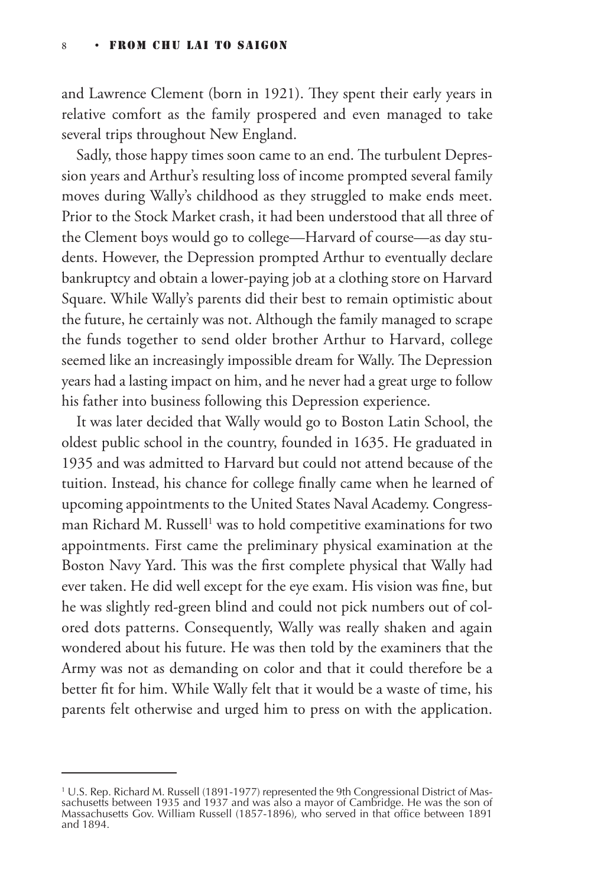and Lawrence Clement (born in 1921). They spent their early years in relative comfort as the family prospered and even managed to take several trips throughout New England.

Sadly, those happy times soon came to an end. The turbulent Depression years and Arthur's resulting loss of income prompted several family moves during Wally's childhood as they struggled to make ends meet. Prior to the Stock Market crash, it had been understood that all three of the Clement boys would go to college—Harvard of course—as day students. However, the Depression prompted Arthur to eventually declare bankruptcy and obtain a lower-paying job at a clothing store on Harvard Square. While Wally's parents did their best to remain optimistic about the future, he certainly was not. Although the family managed to scrape the funds together to send older brother Arthur to Harvard, college seemed like an increasingly impossible dream for Wally. The Depression years had a lasting impact on him, and he never had a great urge to follow his father into business following this Depression experience.

It was later decided that Wally would go to Boston Latin School, the oldest public school in the country, founded in 1635. He graduated in 1935 and was admitted to Harvard but could not attend because of the tuition. Instead, his chance for college finally came when he learned of upcoming appointments to the United States Naval Academy. Congressman Richard M. Russell[1] was to hold competitive examinations for two appointments. First came the preliminary physical examination at the Boston Navy Yard. This was the first complete physical that Wally had ever taken. He did well except for the eye exam. His vision was fine, but he was slightly red-green blind and could not pick numbers out of colored dots patterns. Consequently, Wally was really shaken and again wondered about his future. He was then told by the examiners that the Army was not as demanding on color and that it could therefore be a better fit for him. While Wally felt that it would be a waste of time, his parents felt otherwise and urged him to press on with the application.

---

[1] U.S. Rep. Richard M. Russell (1891-1977) represented the 9th Congressional District of Massachusetts between 1935 and 1937 and was also a mayor of Cambridge. He was the son of Massachusetts Gov. William Russell (1857-1896), who served in that office between 1891 and 1894.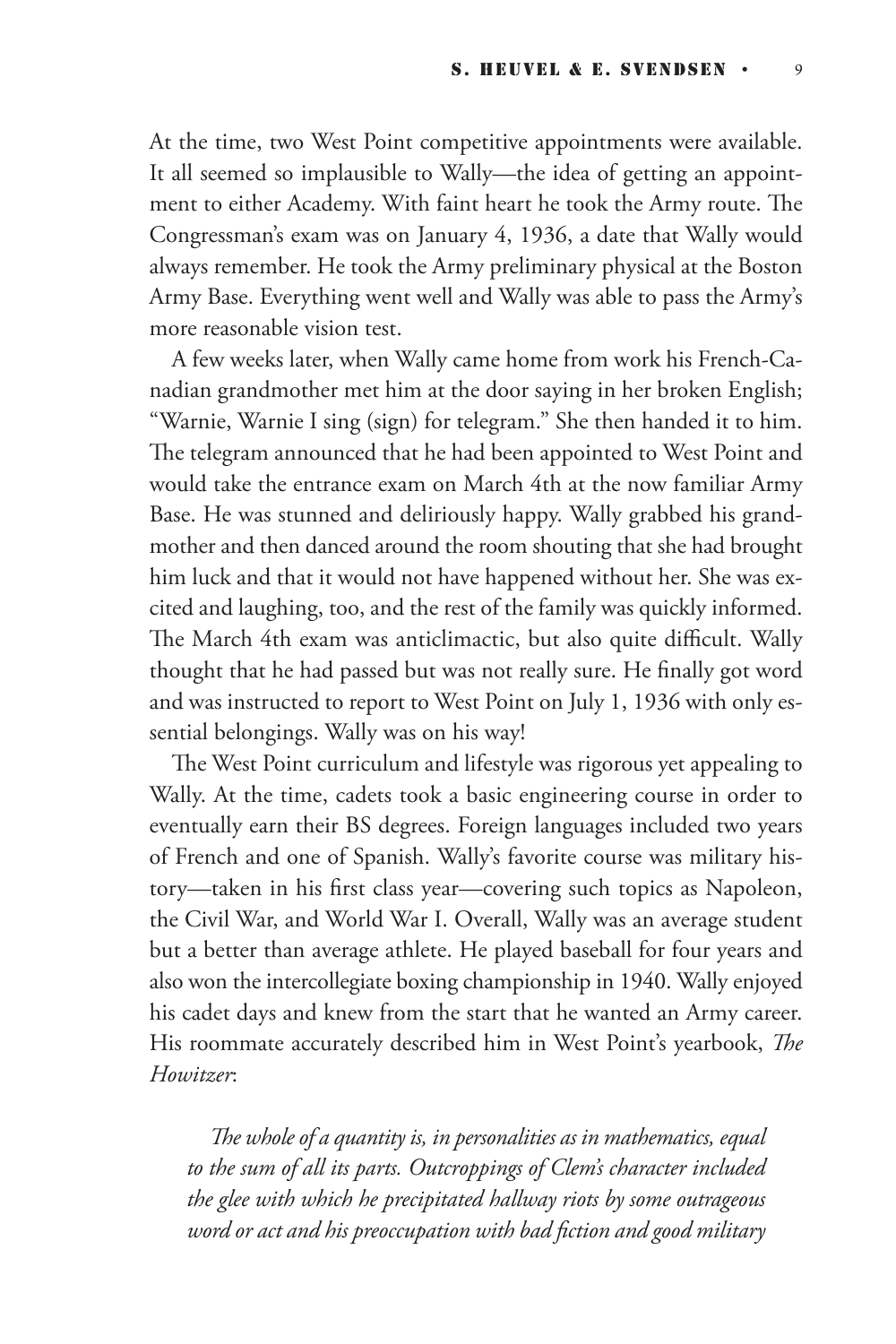At the time, two West Point competitive appointments were available. It all seemed so implausible to Wally—the idea of getting an appointment to either Academy. With faint heart he took the Army route. The Congressman's exam was on January 4, 1936, a date that Wally would always remember. He took the Army preliminary physical at the Boston Army Base. Everything went well and Wally was able to pass the Army's more reasonable vision test.

A few weeks later, when Wally came home from work his French-Canadian grandmother met him at the door saying in her broken English; "Warnie, Warnie I sing (sign) for telegram." She then handed it to him. The telegram announced that he had been appointed to West Point and would take the entrance exam on March 4th at the now familiar Army Base. He was stunned and deliriously happy. Wally grabbed his grandmother and then danced around the room shouting that she had brought him luck and that it would not have happened without her. She was excited and laughing, too, and the rest of the family was quickly informed. The March 4th exam was anticlimactic, but also quite difficult. Wally thought that he had passed but was not really sure. He finally got word and was instructed to report to West Point on July 1, 1936 with only essential belongings. Wally was on his way!

The West Point curriculum and lifestyle was rigorous yet appealing to Wally. At the time, cadets took a basic engineering course in order to eventually earn their BS degrees. Foreign languages included two years of French and one of Spanish. Wally's favorite course was military history—taken in his first class year—covering such topics as Napoleon, the Civil War, and World War I. Overall, Wally was an average student but a better than average athlete. He played baseball for four years and also won the intercollegiate boxing championship in 1940. Wally enjoyed his cadet days and knew from the start that he wanted an Army career. His roommate accurately described him in West Point's yearbook, *The Howitzer*:

*The whole of a quantity is, in personalities as in mathematics, equal to the sum of all its parts. Outcroppings of Clem's character included the glee with which he precipitated hallway riots by some outrageous word or act and his preoccupation with bad fiction and good military*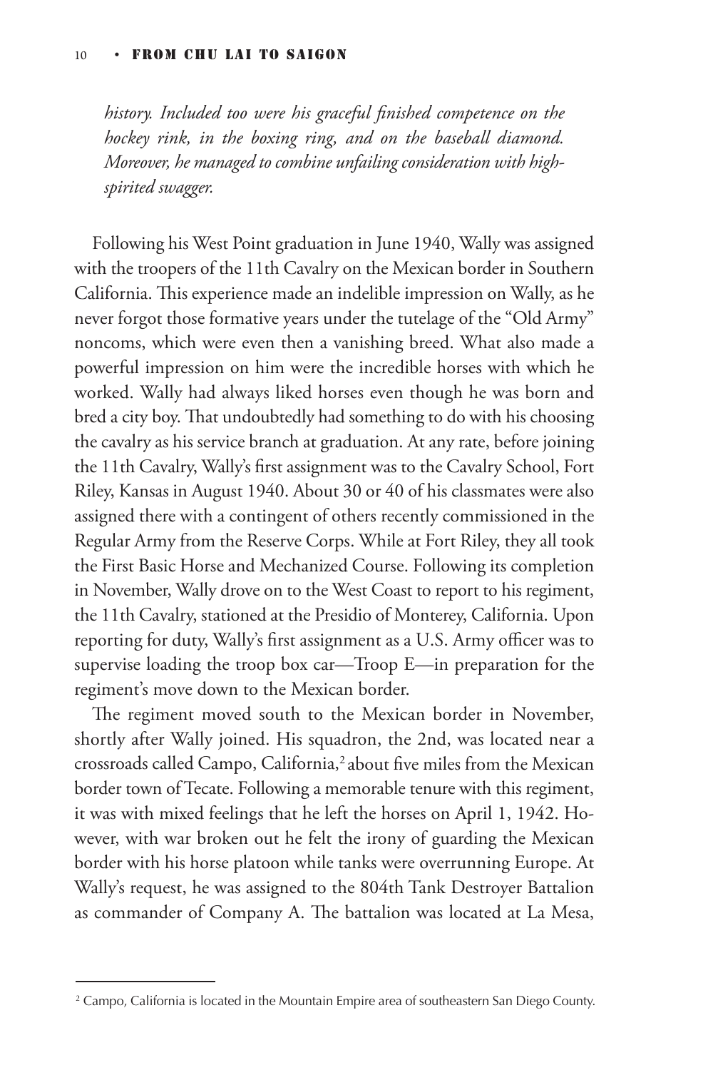*history. Included too were his graceful finished competence on the hockey rink, in the boxing ring, and on the baseball diamond. Moreover, he managed to combine unfailing consideration with high-spirited swagger.*

Following his West Point graduation in June 1940, Wally was assigned with the troopers of the 11th Cavalry on the Mexican border in Southern California. This experience made an indelible impression on Wally, as he never forgot those formative years under the tutelage of the "Old Army" noncoms, which were even then a vanishing breed. What also made a powerful impression on him were the incredible horses with which he worked. Wally had always liked horses even though he was born and bred a city boy. That undoubtedly had something to do with his choosing the cavalry as his service branch at graduation. At any rate, before joining the 11th Cavalry, Wally's first assignment was to the Cavalry School, Fort Riley, Kansas in August 1940. About 30 or 40 of his classmates were also assigned there with a contingent of others recently commissioned in the Regular Army from the Reserve Corps. While at Fort Riley, they all took the First Basic Horse and Mechanized Course. Following its completion in November, Wally drove on to the West Coast to report to his regiment, the 11th Cavalry, stationed at the Presidio of Monterey, California. Upon reporting for duty, Wally's first assignment as a U.S. Army officer was to supervise loading the troop box car—Troop E—in preparation for the regiment's move down to the Mexican border.

The regiment moved south to the Mexican border in November, shortly after Wally joined. His squadron, the 2nd, was located near a crossroads called Campo, California,[2] about five miles from the Mexican border town of Tecate. Following a memorable tenure with this regiment, it was with mixed feelings that he left the horses on April 1, 1942. However, with war broken out he felt the irony of guarding the Mexican border with his horse platoon while tanks were overrunning Europe. At Wally's request, he was assigned to the 804th Tank Destroyer Battalion as commander of Company A. The battalion was located at La Mesa,

[2] Campo, California is located in the Mountain Empire area of southeastern San Diego County.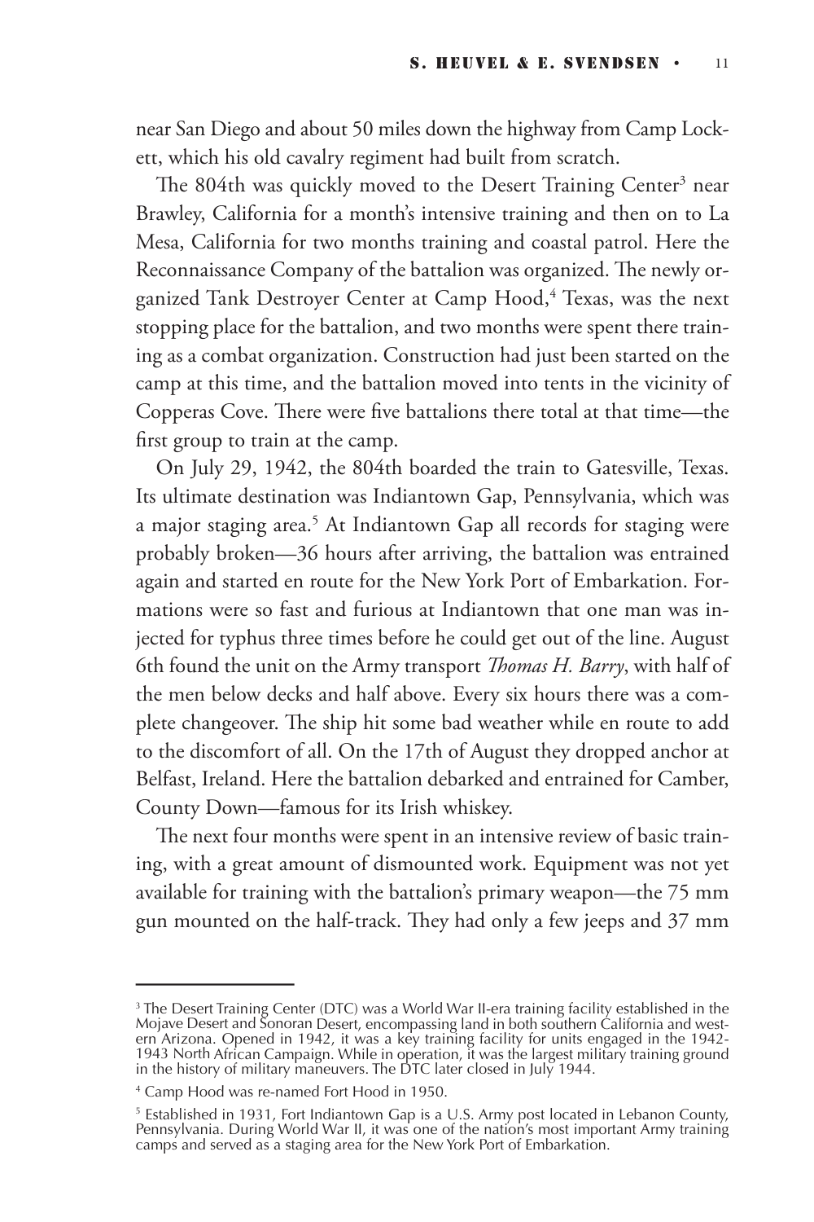near San Diego and about 50 miles down the highway from Camp Lockett, which his old cavalry regiment had built from scratch.

The 804th was quickly moved to the Desert Training Center[3] near Brawley, California for a month's intensive training and then on to La Mesa, California for two months training and coastal patrol. Here the Reconnaissance Company of the battalion was organized. The newly organized Tank Destroyer Center at Camp Hood,[4] Texas, was the next stopping place for the battalion, and two months were spent there training as a combat organization. Construction had just been started on the camp at this time, and the battalion moved into tents in the vicinity of Copperas Cove. There were five battalions there total at that time—the first group to train at the camp.

On July 29, 1942, the 804th boarded the train to Gatesville, Texas. Its ultimate destination was Indiantown Gap, Pennsylvania, which was a major staging area.[5] At Indiantown Gap all records for staging were probably broken—36 hours after arriving, the battalion was entrained again and started en route for the New York Port of Embarkation. Formations were so fast and furious at Indiantown that one man was injected for typhus three times before he could get out of the line. August 6th found the unit on the Army transport *Thomas H. Barry*, with half of the men below decks and half above. Every six hours there was a complete changeover. The ship hit some bad weather while en route to add to the discomfort of all. On the 17th of August they dropped anchor at Belfast, Ireland. Here the battalion debarked and entrained for Camber, County Down—famous for its Irish whiskey.

The next four months were spent in an intensive review of basic training, with a great amount of dismounted work. Equipment was not yet available for training with the battalion's primary weapon—the 75 mm gun mounted on the half-track. They had only a few jeeps and 37 mm

---

[3] The Desert Training Center (DTC) was a World War II-era training facility established in the Mojave Desert and Sonoran Desert, encompassing land in both southern California and western Arizona. Opened in 1942, it was a key training facility for units engaged in the 1942-1943 North African Campaign. While in operation, it was the largest military training ground in the history of military maneuvers. The DTC later closed in July 1944.

[4] Camp Hood was re-named Fort Hood in 1950.

[5] Established in 1931, Fort Indiantown Gap is a U.S. Army post located in Lebanon County, Pennsylvania. During World War II, it was one of the nation's most important Army training camps and served as a staging area for the New York Port of Embarkation.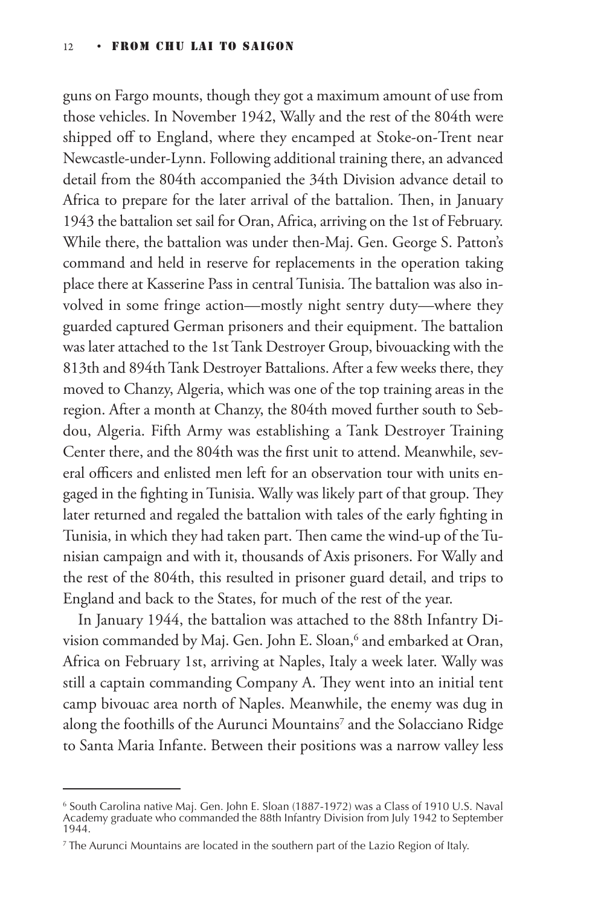guns on Fargo mounts, though they got a maximum amount of use from those vehicles. In November 1942, Wally and the rest of the 804th were shipped off to England, where they encamped at Stoke-on-Trent near Newcastle-under-Lynn. Following additional training there, an advanced detail from the 804th accompanied the 34th Division advance detail to Africa to prepare for the later arrival of the battalion. Then, in January 1943 the battalion set sail for Oran, Africa, arriving on the 1st of February. While there, the battalion was under then-Maj. Gen. George S. Patton's command and held in reserve for replacements in the operation taking place there at Kasserine Pass in central Tunisia. The battalion was also involved in some fringe action—mostly night sentry duty—where they guarded captured German prisoners and their equipment. The battalion was later attached to the 1st Tank Destroyer Group, bivouacking with the 813th and 894th Tank Destroyer Battalions. After a few weeks there, they moved to Chanzy, Algeria, which was one of the top training areas in the region. After a month at Chanzy, the 804th moved further south to Sebdou, Algeria. Fifth Army was establishing a Tank Destroyer Training Center there, and the 804th was the first unit to attend. Meanwhile, several officers and enlisted men left for an observation tour with units engaged in the fighting in Tunisia. Wally was likely part of that group. They later returned and regaled the battalion with tales of the early fighting in Tunisia, in which they had taken part. Then came the wind-up of the Tunisian campaign and with it, thousands of Axis prisoners. For Wally and the rest of the 804th, this resulted in prisoner guard detail, and trips to England and back to the States, for much of the rest of the year.

In January 1944, the battalion was attached to the 88th Infantry Division commanded by Maj. Gen. John E. Sloan,[6] and embarked at Oran, Africa on February 1st, arriving at Naples, Italy a week later. Wally was still a captain commanding Company A. They went into an initial tent camp bivouac area north of Naples. Meanwhile, the enemy was dug in along the foothills of the Aurunci Mountains[7] and the Solacciano Ridge to Santa Maria Infante. Between their positions was a narrow valley less

---

[6] South Carolina native Maj. Gen. John E. Sloan (1887-1972) was a Class of 1910 U.S. Naval Academy graduate who commanded the 88th Infantry Division from July 1942 to September 1944.

[7] The Aurunci Mountains are located in the southern part of the Lazio Region of Italy.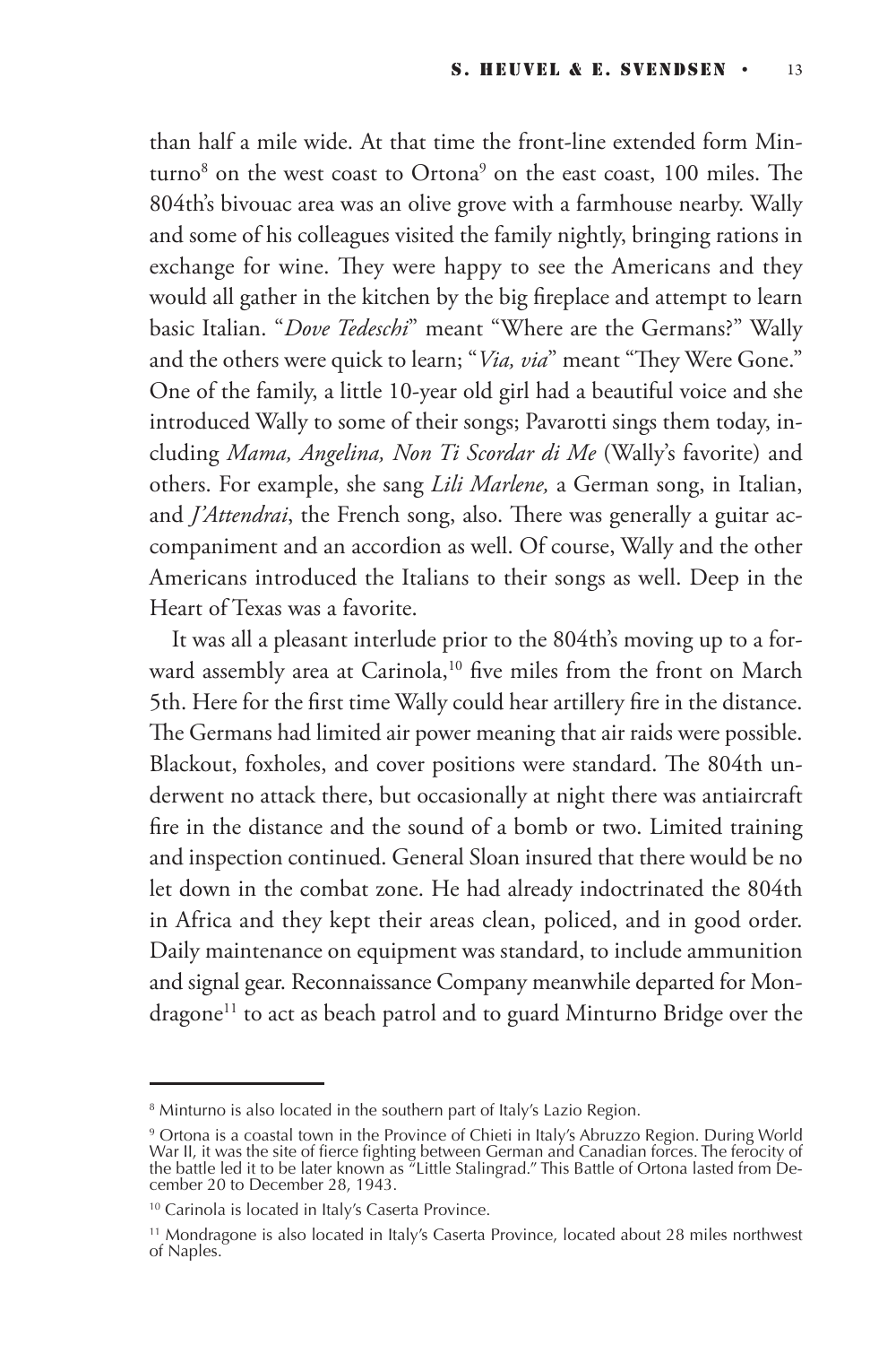than half a mile wide. At that time the front-line extended form Minturno[8] on the west coast to Ortona[9] on the east coast, 100 miles. The 804th's bivouac area was an olive grove with a farmhouse nearby. Wally and some of his colleagues visited the family nightly, bringing rations in exchange for wine. They were happy to see the Americans and they would all gather in the kitchen by the big fireplace and attempt to learn basic Italian. "*Dove Tedeschi*" meant "Where are the Germans?" Wally and the others were quick to learn; "*Via, via*" meant "They Were Gone." One of the family, a little 10-year old girl had a beautiful voice and she introduced Wally to some of their songs; Pavarotti sings them today, including *Mama, Angelina, Non Ti Scordar di Me* (Wally's favorite) and others. For example, she sang *Lili Marlene,* a German song, in Italian, and *J'Attendrai*, the French song, also. There was generally a guitar accompaniment and an accordion as well. Of course, Wally and the other Americans introduced the Italians to their songs as well. Deep in the Heart of Texas was a favorite.

It was all a pleasant interlude prior to the 804th's moving up to a forward assembly area at Carinola,[10] five miles from the front on March 5th. Here for the first time Wally could hear artillery fire in the distance. The Germans had limited air power meaning that air raids were possible. Blackout, foxholes, and cover positions were standard. The 804th underwent no attack there, but occasionally at night there was antiaircraft fire in the distance and the sound of a bomb or two. Limited training and inspection continued. General Sloan insured that there would be no let down in the combat zone. He had already indoctrinated the 804th in Africa and they kept their areas clean, policed, and in good order. Daily maintenance on equipment was standard, to include ammunition and signal gear. Reconnaissance Company meanwhile departed for Mondragone[11] to act as beach patrol and to guard Minturno Bridge over the

---

[8] Minturno is also located in the southern part of Italy's Lazio Region.

[9] Ortona is a coastal town in the Province of Chieti in Italy's Abruzzo Region. During World War II, it was the site of fierce fighting between German and Canadian forces. The ferocity of the battle led it to be later known as "Little Stalingrad." This Battle of Ortona lasted from December 20 to December 28, 1943.

[10] Carinola is located in Italy's Caserta Province.

[11] Mondragone is also located in Italy's Caserta Province, located about 28 miles northwest of Naples.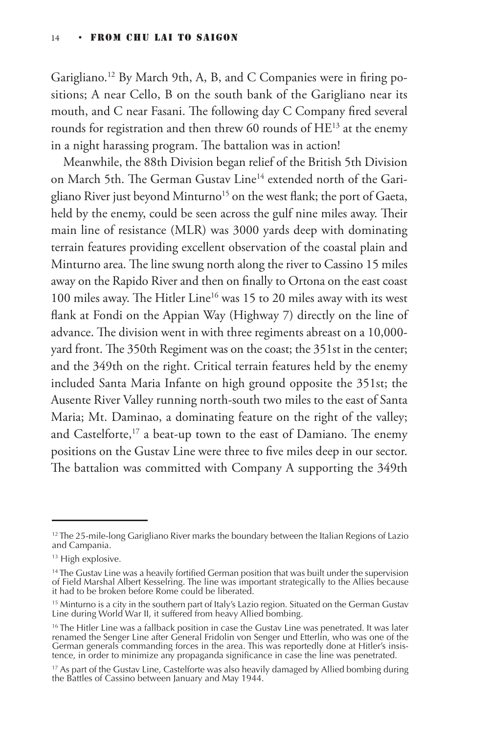Garigliano.[12] By March 9th, A, B, and C Companies were in firing positions; A near Cello, B on the south bank of the Garigliano near its mouth, and C near Fasani. The following day C Company fired several rounds for registration and then threw 60 rounds of HE[13] at the enemy in a night harassing program. The battalion was in action!

Meanwhile, the 88th Division began relief of the British 5th Division on March 5th. The German Gustav Line[14] extended north of the Garigliano River just beyond Minturno[15] on the west flank; the port of Gaeta, held by the enemy, could be seen across the gulf nine miles away. Their main line of resistance (MLR) was 3000 yards deep with dominating terrain features providing excellent observation of the coastal plain and Minturno area. The line swung north along the river to Cassino 15 miles away on the Rapido River and then on finally to Ortona on the east coast 100 miles away. The Hitler Line[16] was 15 to 20 miles away with its west flank at Fondi on the Appian Way (Highway 7) directly on the line of advance. The division went in with three regiments abreast on a 10,000-yard front. The 350th Regiment was on the coast; the 351st in the center; and the 349th on the right. Critical terrain features held by the enemy included Santa Maria Infante on high ground opposite the 351st; the Ausente River Valley running north-south two miles to the east of Santa Maria; Mt. Daminao, a dominating feature on the right of the valley; and Castelforte,[17] a beat-up town to the east of Damiano. The enemy positions on the Gustav Line were three to five miles deep in our sector. The battalion was committed with Company A supporting the 349th

---

[12] The 25-mile-long Garigliano River marks the boundary between the Italian Regions of Lazio and Campania.

[13] High explosive.

[14] The Gustav Line was a heavily fortified German position that was built under the supervision of Field Marshal Albert Kesselring. The line was important strategically to the Allies because it had to be broken before Rome could be liberated.

[15] Minturno is a city in the southern part of Italy's Lazio region. Situated on the German Gustav Line during World War II, it suffered from heavy Allied bombing.

[16] The Hitler Line was a fallback position in case the Gustav Line was penetrated. It was later renamed the Senger Line after General Fridolin von Senger und Etterlin, who was one of the German generals commanding forces in the area. This was reportedly done at Hitler's insistence, in order to minimize any propaganda significance in case the line was penetrated.

[17] As part of the Gustav Line, Castelforte was also heavily damaged by Allied bombing during the Battles of Cassino between January and May 1944.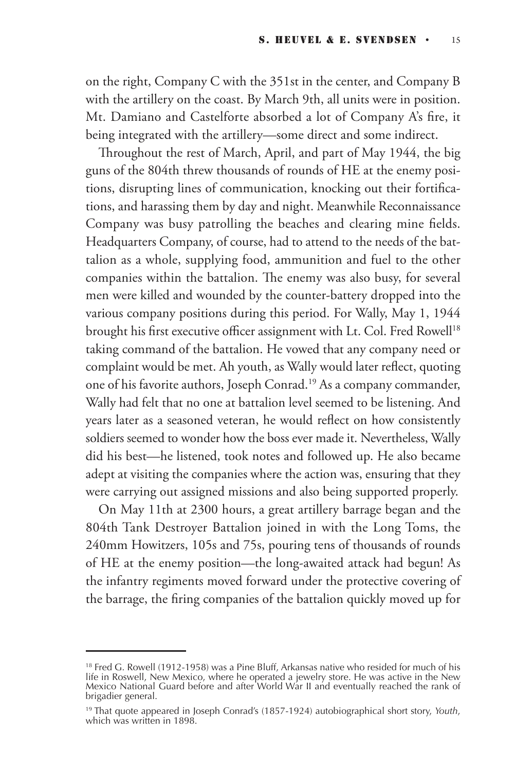on the right, Company C with the 351st in the center, and Company B with the artillery on the coast. By March 9th, all units were in position. Mt. Damiano and Castelforte absorbed a lot of Company A's fire, it being integrated with the artillery—some direct and some indirect.

Throughout the rest of March, April, and part of May 1944, the big guns of the 804th threw thousands of rounds of HE at the enemy positions, disrupting lines of communication, knocking out their fortifications, and harassing them by day and night. Meanwhile Reconnaissance Company was busy patrolling the beaches and clearing mine fields. Headquarters Company, of course, had to attend to the needs of the battalion as a whole, supplying food, ammunition and fuel to the other companies within the battalion. The enemy was also busy, for several men were killed and wounded by the counter-battery dropped into the various company positions during this period. For Wally, May 1, 1944 brought his first executive officer assignment with Lt. Col. Fred Rowell[18] taking command of the battalion. He vowed that any company need or complaint would be met. Ah youth, as Wally would later reflect, quoting one of his favorite authors, Joseph Conrad.[19] As a company commander, Wally had felt that no one at battalion level seemed to be listening. And years later as a seasoned veteran, he would reflect on how consistently soldiers seemed to wonder how the boss ever made it. Nevertheless, Wally did his best—he listened, took notes and followed up. He also became adept at visiting the companies where the action was, ensuring that they were carrying out assigned missions and also being supported properly.

On May 11th at 2300 hours, a great artillery barrage began and the 804th Tank Destroyer Battalion joined in with the Long Toms, the 240mm Howitzers, 105s and 75s, pouring tens of thousands of rounds of HE at the enemy position—the long-awaited attack had begun! As the infantry regiments moved forward under the protective covering of the barrage, the firing companies of the battalion quickly moved up for

---

[18] Fred G. Rowell (1912-1958) was a Pine Bluff, Arkansas native who resided for much of his life in Roswell, New Mexico, where he operated a jewelry store. He was active in the New Mexico National Guard before and after World War II and eventually reached the rank of brigadier general.

[19] That quote appeared in Joseph Conrad's (1857-1924) autobiographical short story, *Youth*, which was written in 1898.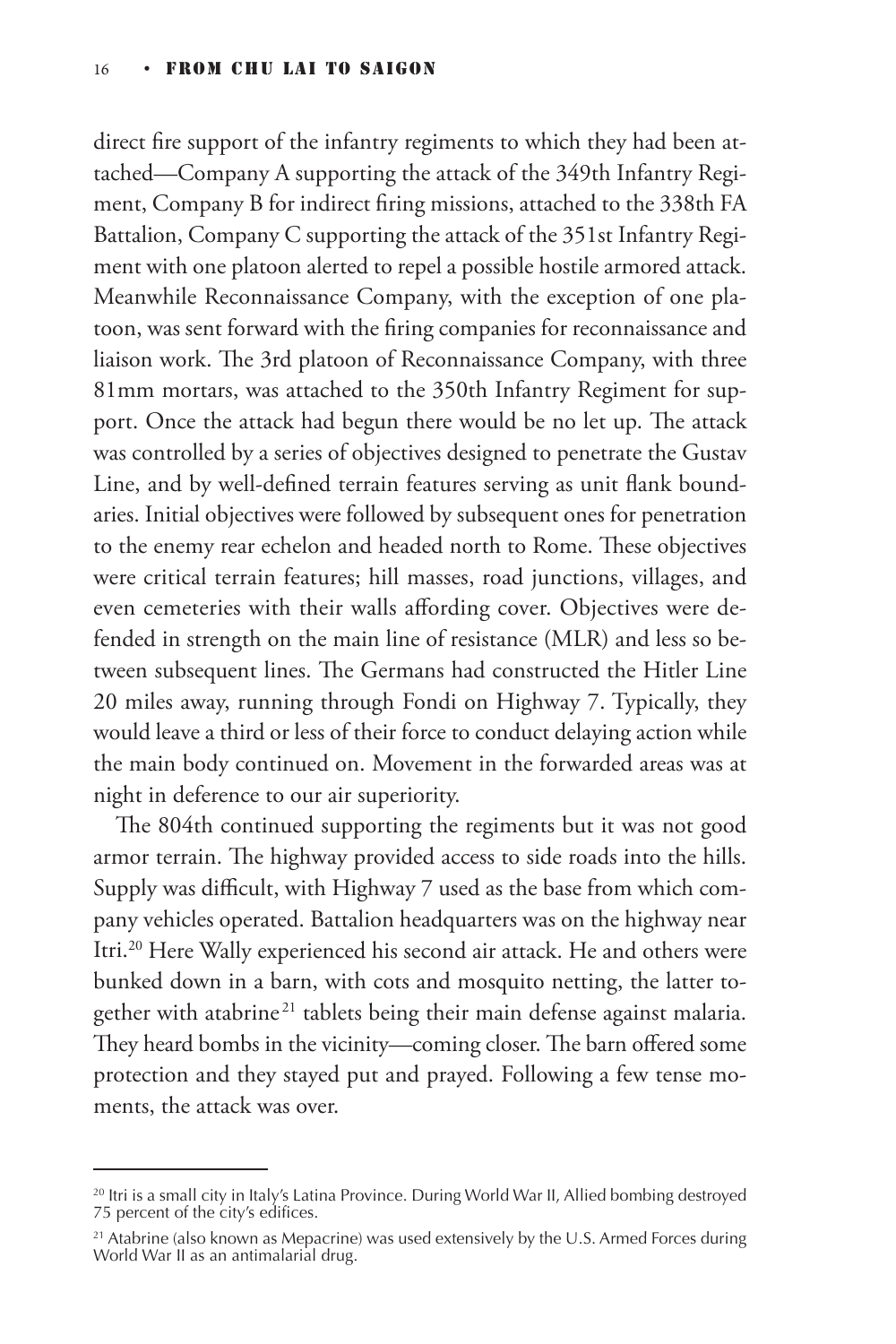direct fire support of the infantry regiments to which they had been attached—Company A supporting the attack of the 349th Infantry Regiment, Company B for indirect firing missions, attached to the 338th FA Battalion, Company C supporting the attack of the 351st Infantry Regiment with one platoon alerted to repel a possible hostile armored attack. Meanwhile Reconnaissance Company, with the exception of one platoon, was sent forward with the firing companies for reconnaissance and liaison work. The 3rd platoon of Reconnaissance Company, with three 81mm mortars, was attached to the 350th Infantry Regiment for support. Once the attack had begun there would be no let up. The attack was controlled by a series of objectives designed to penetrate the Gustav Line, and by well-defined terrain features serving as unit flank boundaries. Initial objectives were followed by subsequent ones for penetration to the enemy rear echelon and headed north to Rome. These objectives were critical terrain features; hill masses, road junctions, villages, and even cemeteries with their walls affording cover. Objectives were defended in strength on the main line of resistance (MLR) and less so between subsequent lines. The Germans had constructed the Hitler Line 20 miles away, running through Fondi on Highway 7. Typically, they would leave a third or less of their force to conduct delaying action while the main body continued on. Movement in the forwarded areas was at night in deference to our air superiority.

The 804th continued supporting the regiments but it was not good armor terrain. The highway provided access to side roads into the hills. Supply was difficult, with Highway 7 used as the base from which company vehicles operated. Battalion headquarters was on the highway near Itri.[20] Here Wally experienced his second air attack. He and others were bunked down in a barn, with cots and mosquito netting, the latter together with atabrine[21] tablets being their main defense against malaria. They heard bombs in the vicinity—coming closer. The barn offered some protection and they stayed put and prayed. Following a few tense moments, the attack was over.

---

[20] Itri is a small city in Italy's Latina Province. During World War II, Allied bombing destroyed 75 percent of the city's edifices.

[21] Atabrine (also known as Mepacrine) was used extensively by the U.S. Armed Forces during World War II as an antimalarial drug.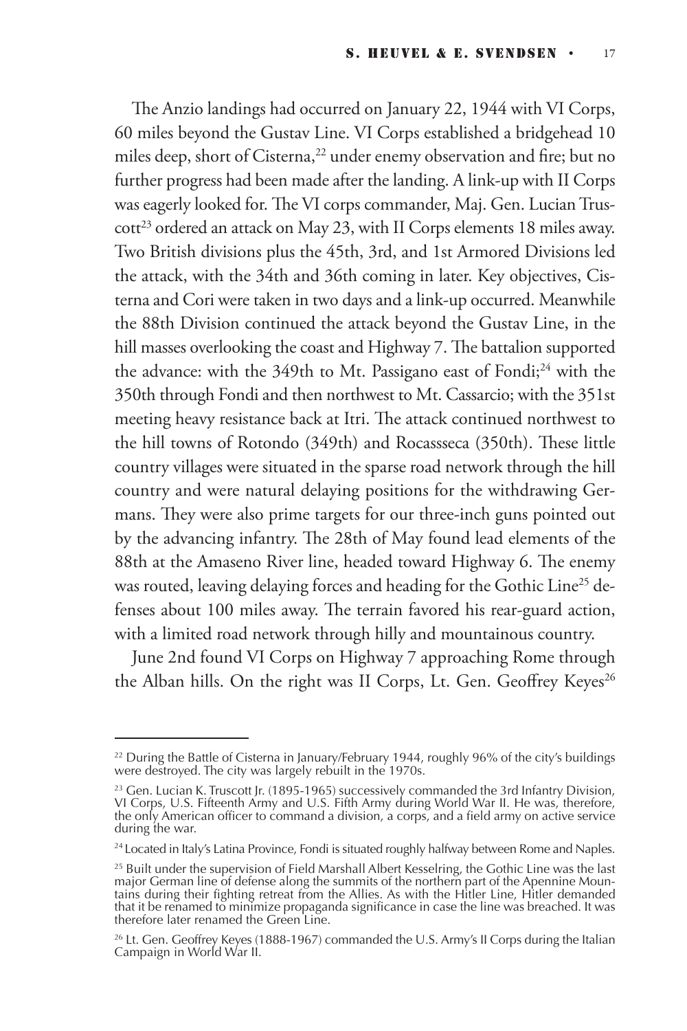The Anzio landings had occurred on January 22, 1944 with VI Corps, 60 miles beyond the Gustav Line. VI Corps established a bridgehead 10 miles deep, short of Cisterna,[22] under enemy observation and fire; but no further progress had been made after the landing. A link-up with II Corps was eagerly looked for. The VI corps commander, Maj. Gen. Lucian Truscott[23] ordered an attack on May 23, with II Corps elements 18 miles away. Two British divisions plus the 45th, 3rd, and 1st Armored Divisions led the attack, with the 34th and 36th coming in later. Key objectives, Cisterna and Cori were taken in two days and a link-up occurred. Meanwhile the 88th Division continued the attack beyond the Gustav Line, in the hill masses overlooking the coast and Highway 7. The battalion supported the advance: with the 349th to Mt. Passigano east of Fondi;[24] with the 350th through Fondi and then northwest to Mt. Cassarcio; with the 351st meeting heavy resistance back at Itri. The attack continued northwest to the hill towns of Rotondo (349th) and Rocassseca (350th). These little country villages were situated in the sparse road network through the hill country and were natural delaying positions for the withdrawing Germans. They were also prime targets for our three-inch guns pointed out by the advancing infantry. The 28th of May found lead elements of the 88th at the Amaseno River line, headed toward Highway 6. The enemy was routed, leaving delaying forces and heading for the Gothic Line[25] defenses about 100 miles away. The terrain favored his rear-guard action, with a limited road network through hilly and mountainous country.

June 2nd found VI Corps on Highway 7 approaching Rome through the Alban hills. On the right was II Corps, Lt. Gen. Geoffrey Keyes[26]

---

[22] During the Battle of Cisterna in January/February 1944, roughly 96% of the city's buildings were destroyed. The city was largely rebuilt in the 1970s.

[23] Gen. Lucian K. Truscott Jr. (1895-1965) successively commanded the 3rd Infantry Division, VI Corps, U.S. Fifteenth Army and U.S. Fifth Army during World War II. He was, therefore, the only American officer to command a division, a corps, and a field army on active service during the war.

[24] Located in Italy's Latina Province, Fondi is situated roughly halfway between Rome and Naples.

[25] Built under the supervision of Field Marshall Albert Kesselring, the Gothic Line was the last major German line of defense along the summits of the northern part of the Apennine Mountains during their fighting retreat from the Allies. As with the Hitler Line, Hitler demanded that it be renamed to minimize propaganda significance in case the line was breached. It was therefore later renamed the Green Line.

[26] Lt. Gen. Geoffrey Keyes (1888-1967) commanded the U.S. Army's II Corps during the Italian Campaign in World War II.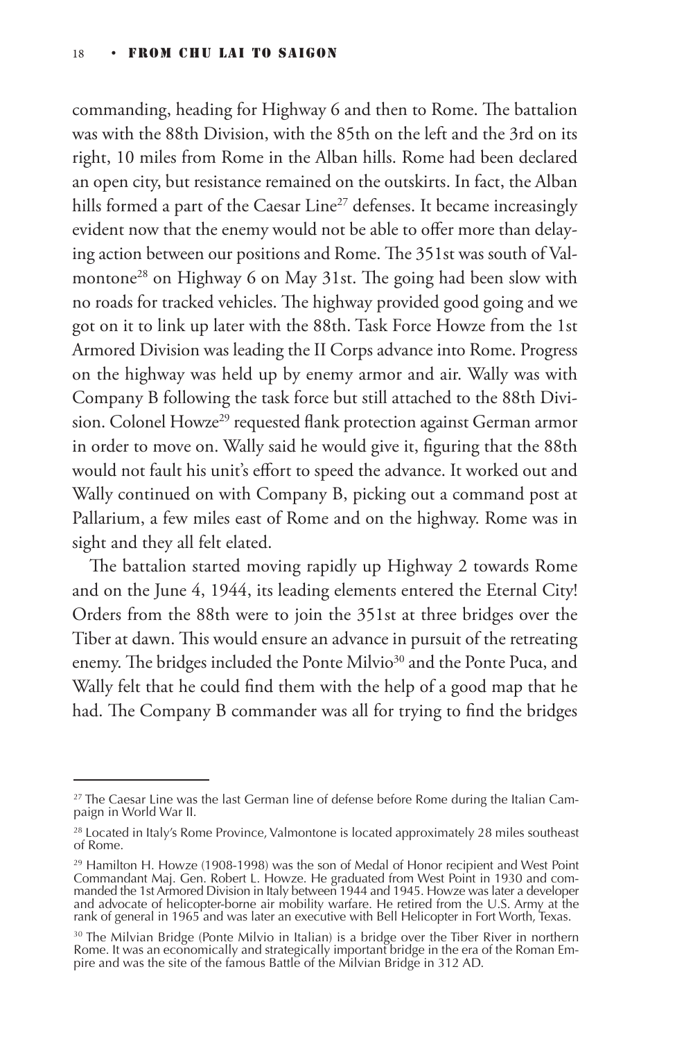commanding, heading for Highway 6 and then to Rome. The battalion was with the 88th Division, with the 85th on the left and the 3rd on its right, 10 miles from Rome in the Alban hills. Rome had been declared an open city, but resistance remained on the outskirts. In fact, the Alban hills formed a part of the Caesar Line[27] defenses. It became increasingly evident now that the enemy would not be able to offer more than delaying action between our positions and Rome. The 351st was south of Valmontone[28] on Highway 6 on May 31st. The going had been slow with no roads for tracked vehicles. The highway provided good going and we got on it to link up later with the 88th. Task Force Howze from the 1st Armored Division was leading the II Corps advance into Rome. Progress on the highway was held up by enemy armor and air. Wally was with Company B following the task force but still attached to the 88th Division. Colonel Howze[29] requested flank protection against German armor in order to move on. Wally said he would give it, figuring that the 88th would not fault his unit's effort to speed the advance. It worked out and Wally continued on with Company B, picking out a command post at Pallarium, a few miles east of Rome and on the highway. Rome was in sight and they all felt elated.

The battalion started moving rapidly up Highway 2 towards Rome and on the June 4, 1944, its leading elements entered the Eternal City! Orders from the 88th were to join the 351st at three bridges over the Tiber at dawn. This would ensure an advance in pursuit of the retreating enemy. The bridges included the Ponte Milvio[30] and the Ponte Puca, and Wally felt that he could find them with the help of a good map that he had. The Company B commander was all for trying to find the bridges

---

[27] The Caesar Line was the last German line of defense before Rome during the Italian Campaign in World War II.

[28] Located in Italy's Rome Province, Valmontone is located approximately 28 miles southeast of Rome.

[29] Hamilton H. Howze (1908-1998) was the son of Medal of Honor recipient and West Point Commandant Maj. Gen. Robert L. Howze. He graduated from West Point in 1930 and commanded the 1st Armored Division in Italy between 1944 and 1945. Howze was later a developer and advocate of helicopter-borne air mobility warfare. He retired from the U.S. Army at the rank of general in 1965 and was later an executive with Bell Helicopter in Fort Worth, Texas.

[30] The Milvian Bridge (Ponte Milvio in Italian) is a bridge over the Tiber River in northern Rome. It was an economically and strategically important bridge in the era of the Roman Empire and was the site of the famous Battle of the Milvian Bridge in 312 AD.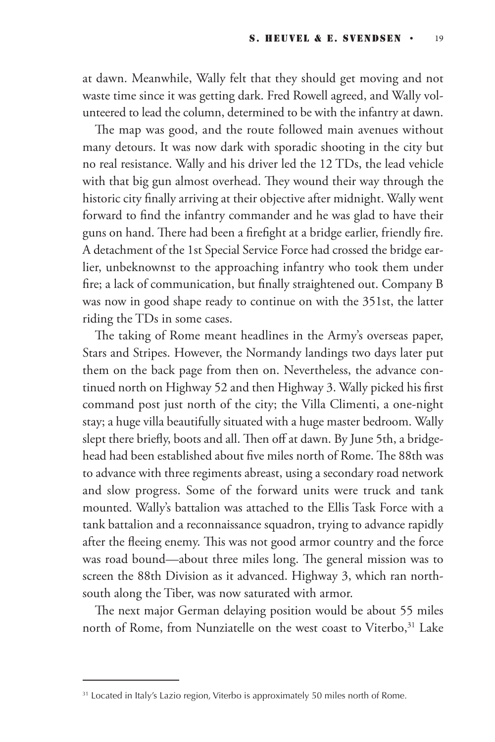at dawn. Meanwhile, Wally felt that they should get moving and not waste time since it was getting dark. Fred Rowell agreed, and Wally volunteered to lead the column, determined to be with the infantry at dawn.

The map was good, and the route followed main avenues without many detours. It was now dark with sporadic shooting in the city but no real resistance. Wally and his driver led the 12 TDs, the lead vehicle with that big gun almost overhead. They wound their way through the historic city finally arriving at their objective after midnight. Wally went forward to find the infantry commander and he was glad to have their guns on hand. There had been a firefight at a bridge earlier, friendly fire. A detachment of the 1st Special Service Force had crossed the bridge earlier, unbeknownst to the approaching infantry who took them under fire; a lack of communication, but finally straightened out. Company B was now in good shape ready to continue on with the 351st, the latter riding the TDs in some cases.

The taking of Rome meant headlines in the Army's overseas paper, Stars and Stripes. However, the Normandy landings two days later put them on the back page from then on. Nevertheless, the advance continued north on Highway 52 and then Highway 3. Wally picked his first command post just north of the city; the Villa Climenti, a one-night stay; a huge villa beautifully situated with a huge master bedroom. Wally slept there briefly, boots and all. Then off at dawn. By June 5th, a bridgehead had been established about five miles north of Rome. The 88th was to advance with three regiments abreast, using a secondary road network and slow progress. Some of the forward units were truck and tank mounted. Wally's battalion was attached to the Ellis Task Force with a tank battalion and a reconnaissance squadron, trying to advance rapidly after the fleeing enemy. This was not good armor country and the force was road bound—about three miles long. The general mission was to screen the 88th Division as it advanced. Highway 3, which ran north-south along the Tiber, was now saturated with armor.

The next major German delaying position would be about 55 miles north of Rome, from Nunziatelle on the west coast to Viterbo,[31] Lake

---

[31] Located in Italy's Lazio region, Viterbo is approximately 50 miles north of Rome.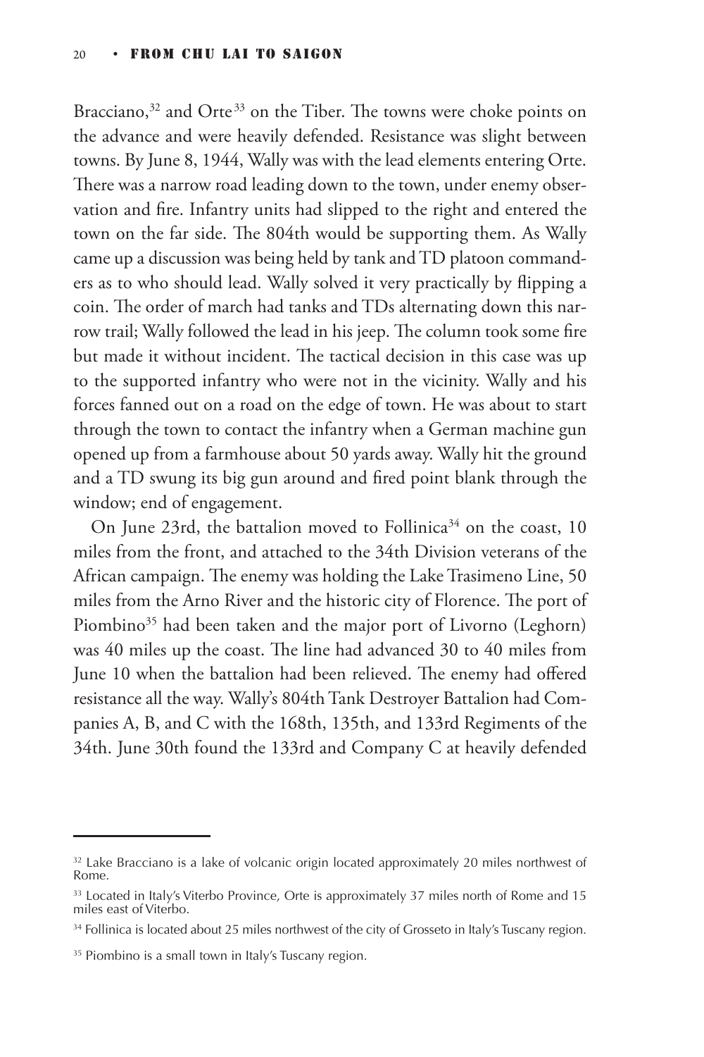Bracciano,[32] and Orte[33] on the Tiber. The towns were choke points on the advance and were heavily defended. Resistance was slight between towns. By June 8, 1944, Wally was with the lead elements entering Orte. There was a narrow road leading down to the town, under enemy observation and fire. Infantry units had slipped to the right and entered the town on the far side. The 804th would be supporting them. As Wally came up a discussion was being held by tank and TD platoon commanders as to who should lead. Wally solved it very practically by flipping a coin. The order of march had tanks and TDs alternating down this narrow trail; Wally followed the lead in his jeep. The column took some fire but made it without incident. The tactical decision in this case was up to the supported infantry who were not in the vicinity. Wally and his forces fanned out on a road on the edge of town. He was about to start through the town to contact the infantry when a German machine gun opened up from a farmhouse about 50 yards away. Wally hit the ground and a TD swung its big gun around and fired point blank through the window; end of engagement.

On June 23rd, the battalion moved to Follinica[34] on the coast, 10 miles from the front, and attached to the 34th Division veterans of the African campaign. The enemy was holding the Lake Trasimeno Line, 50 miles from the Arno River and the historic city of Florence. The port of Piombino[35] had been taken and the major port of Livorno (Leghorn) was 40 miles up the coast. The line had advanced 30 to 40 miles from June 10 when the battalion had been relieved. The enemy had offered resistance all the way. Wally's 804th Tank Destroyer Battalion had Companies A, B, and C with the 168th, 135th, and 133rd Regiments of the 34th. June 30th found the 133rd and Company C at heavily defended

---

[32] Lake Bracciano is a lake of volcanic origin located approximately 20 miles northwest of Rome.

[33] Located in Italy's Viterbo Province, Orte is approximately 37 miles north of Rome and 15 miles east of Viterbo.

[34] Follinica is located about 25 miles northwest of the city of Grosseto in Italy's Tuscany region.

[35] Piombino is a small town in Italy's Tuscany region.